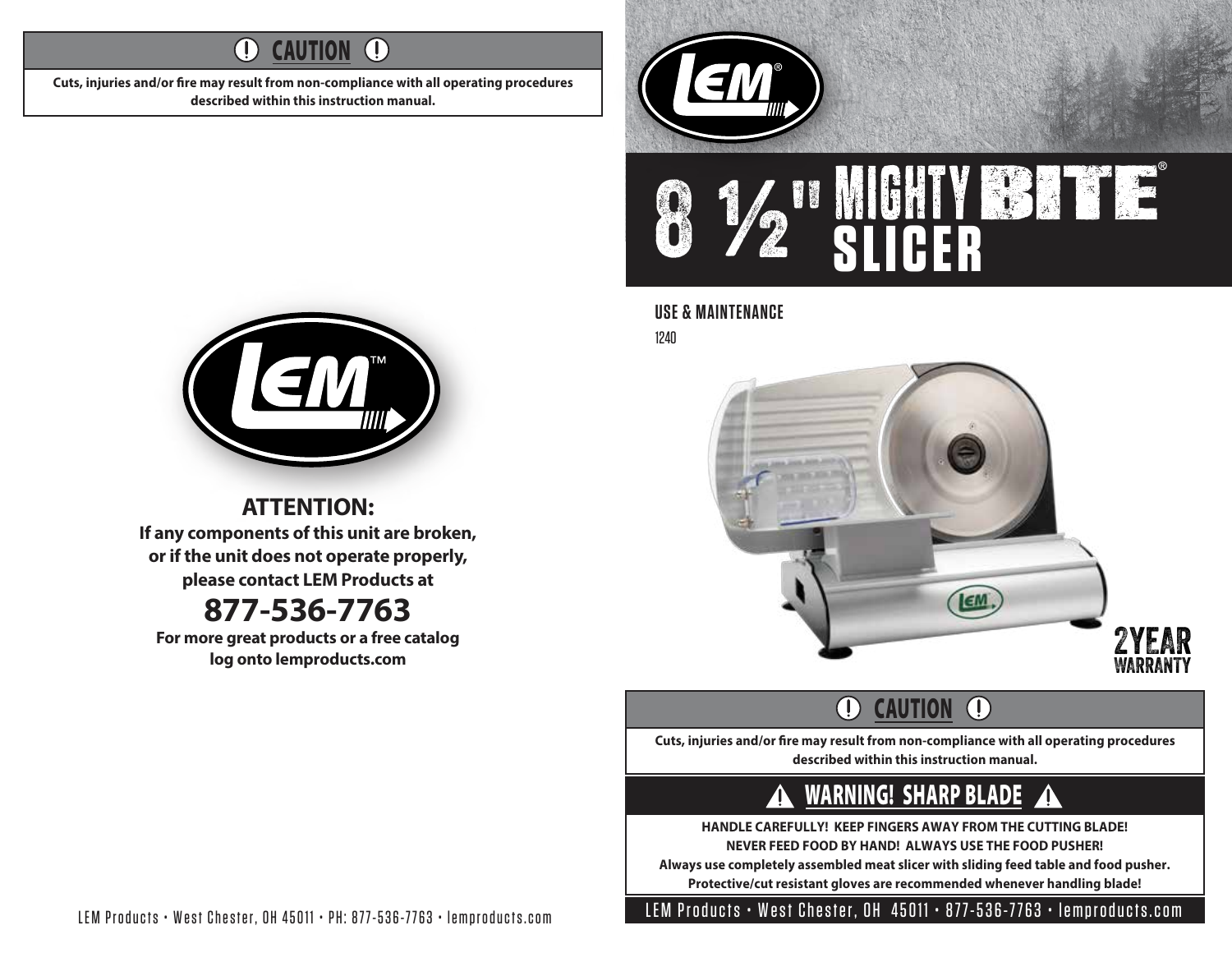## CAUTION

**Cuts, injuries and/or fire may result from non-compliance with all operating procedures described within this instruction manual.**

## ATTENTION:

**If any components of this unit are broken, or if the unit does not operate properly, please contact LEM Products at**

## 877-536-7763

**For more great products or a free catalog log onto lemproducts.com**

LEM Products • West Chester, OH 45011 • PH: 877-536-7763 • lemproducts.com

# 8 ½" MIGHTY BITE® SLICER

### USE & MAINTENANCE

1240

2 YEAR WARRANTY

## CAUTION

**Cuts, injuries and/or fire may result from non-compliance with all operating procedures described within this instruction manual.**

## WARNING! SHARP BLADE

**HANDLE CAREFULLY! KEEP FINGERS AWAY FROM THE CUTTING BLADE!**
**NEVER FEED FOOD BY HAND! ALWAYS USE THE FOOD PUSHER!**
**Always use completely assembled meat slicer with sliding feed table and food pusher.**
**Protective/cut resistant gloves are recommended whenever handling blade!**

LEM Products • West Chester, OH 45011 • 877-536-7763 • lemproducts.com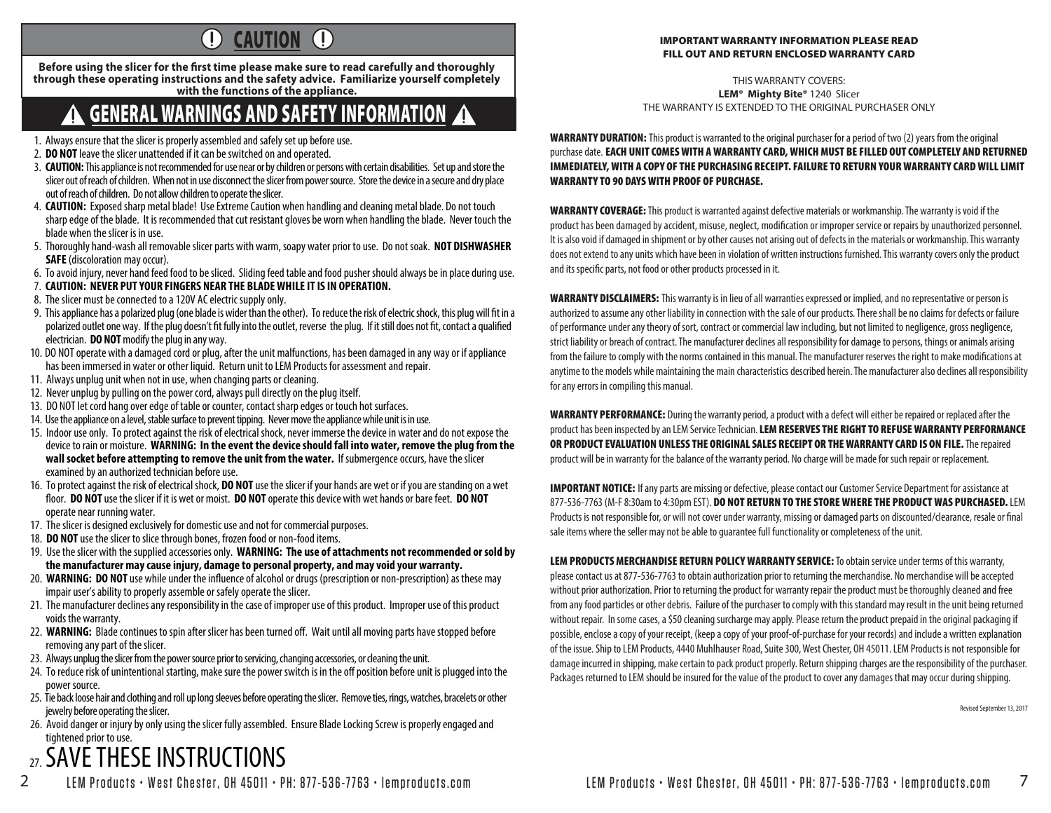# CAUTION

**Before using the slicer for the first time please make sure to read carefully and thoroughly through these operating instructions and the safety advice. Familiarize yourself completely with the functions of the appliance.**

## GENERAL WARNINGS AND SAFETY INFORMATION

1. Always ensure that the slicer is properly assembled and safely set up before use.
2. **DO NOT** leave the slicer unattended if it can be switched on and operated.
3. **CAUTION:** This appliance is not recommended for use near or by children or persons with certain disabilities. Set up and store the slicer out of reach of children. When not in use disconnect the slicer from power source. Store the device in a secure and dry place out of reach of children. Do not allow children to operate the slicer.
4. **CAUTION:** Exposed sharp metal blade! Use Extreme Caution when handling and cleaning metal blade. Do not touch sharp edge of the blade. It is recommended that cut resistant gloves be worn when handling the blade. Never touch the blade when the slicer is in use.
5. Thoroughly hand-wash all removable slicer parts with warm, soapy water prior to use. Do not soak. **NOT DISHWASHER SAFE** (discoloration may occur).
6. To avoid injury, never hand feed food to be sliced. Sliding feed table and food pusher should always be in place during use.
7. **CAUTION: NEVER PUT YOUR FINGERS NEAR THE BLADE WHILE IT IS IN OPERATION.**
8. The slicer must be connected to a 120V AC electric supply only.
9. This appliance has a polarized plug (one blade is wider than the other). To reduce the risk of electric shock, this plug will fit in a polarized outlet one way. If the plug doesn't fit fully into the outlet, reverse the plug. If it still does not fit, contact a qualified electrician. **DO NOT** modify the plug in any way.
10. DO NOT operate with a damaged cord or plug, after the unit malfunctions, has been damaged in any way or if appliance has been immersed in water or other liquid. Return unit to LEM Products for assessment and repair.
11. Always unplug unit when not in use, when changing parts or cleaning.
12. Never unplug by pulling on the power cord, always pull directly on the plug itself.
13. DO NOT let cord hang over edge of table or counter, contact sharp edges or touch hot surfaces.
14. Use the appliance on a level, stable surface to prevent tipping. Never move the appliance while unit is in use.
15. Indoor use only. To protect against the risk of electrical shock, never immerse the device in water and do not expose the device to rain or moisture. **WARNING: In the event the device should fall into water, remove the plug from the wall socket before attempting to remove the unit from the water.** If submergence occurs, have the slicer examined by an authorized technician before use.
16. To protect against the risk of electrical shock, **DO NOT** use the slicer if your hands are wet or if you are standing on a wet floor. **DO NOT** use the slicer if it is wet or moist. **DO NOT** operate this device with wet hands or bare feet. **DO NOT** operate near running water.
17. The slicer is designed exclusively for domestic use and not for commercial purposes.
18. **DO NOT** use the slicer to slice through bones, frozen food or non-food items.
19. Use the slicer with the supplied accessories only. **WARNING: The use of attachments not recommended or sold by the manufacturer may cause injury, damage to personal property, and may void your warranty.**
20. **WARNING: DO NOT** use while under the influence of alcohol or drugs (prescription or non-prescription) as these may impair user's ability to properly assemble or safely operate the slicer.
21. The manufacturer declines any responsibility in the case of improper use of this product. Improper use of this product voids the warranty.
22. **WARNING:** Blade continues to spin after slicer has been turned off. Wait until all moving parts have stopped before removing any part of the slicer.
23. Always unplug the slicer from the power source prior to servicing, changing accessories, or cleaning the unit.
24. To reduce risk of unintentional starting, make sure the power switch is in the off position before unit is plugged into the power source.
25. Tie back loose hair and clothing and roll up long sleeves before operating the slicer. Remove ties, rings, watches, bracelets or other jewelry before operating the slicer.
26. Avoid danger or injury by only using the slicer fully assembled. Ensure Blade Locking Screw is properly engaged and tightened prior to use.
27. SAVE THESE INSTRUCTIONS

**IMPORTANT WARRANTY INFORMATION PLEASE READ**
**FILL OUT AND RETURN ENCLOSED WARRANTY CARD**

THIS WARRANTY COVERS:
**LEM® Mighty Bite®** 1240 Slicer
THE WARRANTY IS EXTENDED TO THE ORIGINAL PURCHASER ONLY

**WARRANTY DURATION:** This product is warranted to the original purchaser for a period of two (2) years from the original purchase date. **EACH UNIT COMES WITH A WARRANTY CARD, WHICH MUST BE FILLED OUT COMPLETELY AND RETURNED IMMEDIATELY, WITH A COPY OF THE PURCHASING RECEIPT. FAILURE TO RETURN YOUR WARRANTY CARD WILL LIMIT WARRANTY TO 90 DAYS WITH PROOF OF PURCHASE.**

**WARRANTY COVERAGE:** This product is warranted against defective materials or workmanship. The warranty is void if the product has been damaged by accident, misuse, neglect, modification or improper service or repairs by unauthorized personnel. It is also void if damaged in shipment or by other causes not arising out of defects in the materials or workmanship. This warranty does not extend to any units which have been in violation of written instructions furnished. This warranty covers only the product and its specific parts, not food or other products processed in it.

**WARRANTY DISCLAIMERS:** This warranty is in lieu of all warranties expressed or implied, and no representative or person is authorized to assume any other liability in connection with the sale of our products. There shall be no claims for defects or failure of performance under any theory of sort, contract or commercial law including, but not limited to negligence, gross negligence, strict liability or breach of contract. The manufacturer declines all responsibility for damage to persons, things or animals arising from the failure to comply with the norms contained in this manual. The manufacturer reserves the right to make modifications at anytime to the models while maintaining the main characteristics described herein. The manufacturer also declines all responsibility for any errors in compiling this manual.

**WARRANTY PERFORMANCE:** During the warranty period, a product with a defect will either be repaired or replaced after the product has been inspected by an LEM Service Technician. **LEM RESERVES THE RIGHT TO REFUSE WARRANTY PERFORMANCE OR PRODUCT EVALUATION UNLESS THE ORIGINAL SALES RECEIPT OR THE WARRANTY CARD IS ON FILE.** The repaired product will be in warranty for the balance of the warranty period. No charge will be made for such repair or replacement.

**IMPORTANT NOTICE:** If any parts are missing or defective, please contact our Customer Service Department for assistance at 877-536-7763 (M-F 8:30am to 4:30pm EST). **DO NOT RETURN TO THE STORE WHERE THE PRODUCT WAS PURCHASED.** LEM Products is not responsible for, or will not cover under warranty, missing or damaged parts on discounted/clearance, resale or final sale items where the seller may not be able to guarantee full functionality or completeness of the unit.

**LEM PRODUCTS MERCHANDISE RETURN POLICY WARRANTY SERVICE:** To obtain service under terms of this warranty, please contact us at 877-536-7763 to obtain authorization prior to returning the merchandise. No merchandise will be accepted without prior authorization. Prior to returning the product for warranty repair the product must be thoroughly cleaned and free from any food particles or other debris. Failure of the purchaser to comply with this standard may result in the unit being returned without repair. In some cases, a $50 cleaning surcharge may apply. Please return the product prepaid in the original packaging if possible, enclose a copy of your receipt, (keep a copy of your proof-of-purchase for your records) and include a written explanation of the issue. Ship to LEM Products, 4440 Muhlhauser Road, Suite 300, West Chester, OH 45011. LEM Products is not responsible for damage incurred in shipping, make certain to pack product properly. Return shipping charges are the responsibility of the purchaser. Packages returned to LEM should be insured for the value of the product to cover any damages that may occur during shipping.

Revised September 13, 2017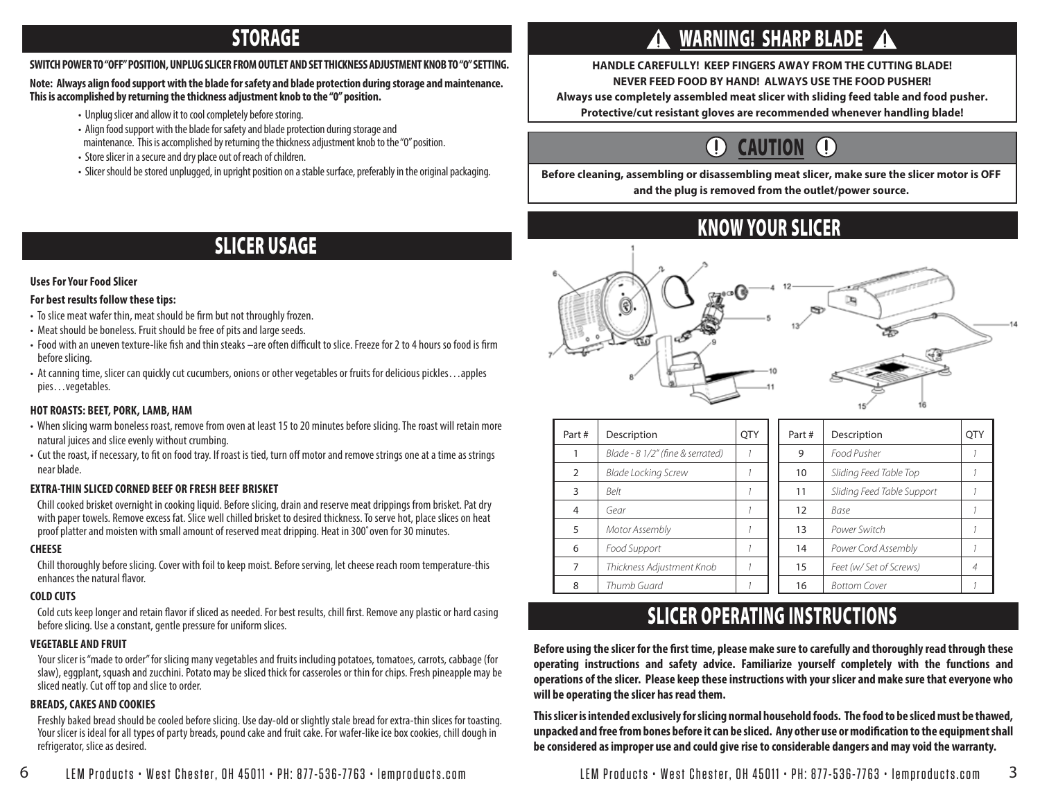## STORAGE

**SWITCH POWER TO "OFF" POSITION, UNPLUG SLICER FROM OUTLET AND SET THICKNESS ADJUSTMENT KNOB TO "0" SETTING.**

**Note: Always align food support with the blade for safety and blade protection during storage and maintenance. This is accomplished by returning the thickness adjustment knob to the "0" position.**

- Unplug slicer and allow it to cool completely before storing.
- Align food support with the blade for safety and blade protection during storage and maintenance. This is accomplished by returning the thickness adjustment knob to the "0" position.
- Store slicer in a secure and dry place out of reach of children.
- Slicer should be stored unplugged, in upright position on a stable surface, preferably in the original packaging.

## SLICER USAGE

**Uses For Your Food Slicer**

**For best results follow these tips:**

- To slice meat wafer thin, meat should be firm but not throughly frozen.
- Meat should be boneless. Fruit should be free of pits and large seeds.
- Food with an uneven texture-like fish and thin steaks –are often difficult to slice. Freeze for 2 to 4 hours so food is firm before slicing.
- At canning time, slicer can quickly cut cucumbers, onions or other vegetables or fruits for delicious pickles…apples pies…vegetables.

**HOT ROASTS: BEET, PORK, LAMB, HAM**

- When slicing warm boneless roast, remove from oven at least 15 to 20 minutes before slicing. The roast will retain more natural juices and slice evenly without crumbing.
- Cut the roast, if necessary, to fit on food tray. If roast is tied, turn off motor and remove strings one at a time as strings near blade.

**EXTRA-THIN SLICED CORNED BEEF OR FRESH BEEF BRISKET**

Chill cooked brisket overnight in cooking liquid. Before slicing, drain and reserve meat drippings from brisket. Pat dry with paper towels. Remove excess fat. Slice well chilled brisket to desired thickness. To serve hot, place slices on heat proof platter and moisten with small amount of reserved meat dripping. Heat in 300˚ oven for 30 minutes.

**CHEESE**

Chill thoroughly before slicing. Cover with foil to keep moist. Before serving, let cheese reach room temperature-this enhances the natural flavor.

**COLD CUTS**

Cold cuts keep longer and retain flavor if sliced as needed. For best results, chill first. Remove any plastic or hard casing before slicing. Use a constant, gentle pressure for uniform slices.

**VEGETABLE AND FRUIT**

Your slicer is "made to order" for slicing many vegetables and fruits including potatoes, tomatoes, carrots, cabbage (for slaw), eggplant, squash and zucchini. Potato may be sliced thick for casseroles or thin for chips. Fresh pineapple may be sliced neatly. Cut off top and slice to order.

**BREADS, CAKES AND COOKIES**

Freshly baked bread should be cooled before slicing. Use day-old or slightly stale bread for extra-thin slices for toasting. Your slicer is ideal for all types of party breads, pound cake and fruit cake. For wafer-like ice box cookies, chill dough in refrigerator, slice as desired.

## ⚠ WARNING! SHARP BLADE ⚠

**HANDLE CAREFULLY! KEEP FINGERS AWAY FROM THE CUTTING BLADE!**
**NEVER FEED FOOD BY HAND! ALWAYS USE THE FOOD PUSHER!**
**Always use completely assembled meat slicer with sliding feed table and food pusher.**
**Protective/cut resistant gloves are recommended whenever handling blade!**

## (!) CAUTION (!)

**Before cleaning, assembling or disassembling meat slicer, make sure the slicer motor is OFF and the plug is removed from the outlet/power source.**

## KNOW YOUR SLICER

| Part # | Description | QTY |
|---|---|---|
| 1 | *Blade - 8 1/2" (fine & serrated)* | *1* |
| 2 | *Blade Locking Screw* | *1* |
| 3 | *Belt* | *1* |
| 4 | *Gear* | *1* |
| 5 | *Motor Assembly* | *1* |
| 6 | *Food Support* | *1* |
| 7 | *Thickness Adjustment Knob* | *1* |
| 8 | *Thumb Guard* | *1* |

| Part # | Description | QTY |
|---|---|---|
| 9 | *Food Pusher* | *1* |
| 10 | *Sliding Feed Table Top* | *1* |
| 11 | *Sliding Feed Table Support* | *1* |
| 12 | *Base* | *1* |
| 13 | *Power Switch* | *1* |
| 14 | *Power Cord Assembly* | *1* |
| 15 | *Feet (w/ Set of Screws)* | *4* |
| 16 | *Bottom Cover* | *1* |

## SLICER OPERATING INSTRUCTIONS

**Before using the slicer for the first time, please make sure to carefully and thoroughly read through these operating instructions and safety advice. Familiarize yourself completely with the functions and operations of the slicer. Please keep these instructions with your slicer and make sure that everyone who will be operating the slicer has read them.**

**This slicer is intended exclusively for slicing normal household foods. The food to be sliced must be thawed, unpacked and free from bones before it can be sliced. Any other use or modification to the equipment shall be considered as improper use and could give rise to considerable dangers and may void the warranty.**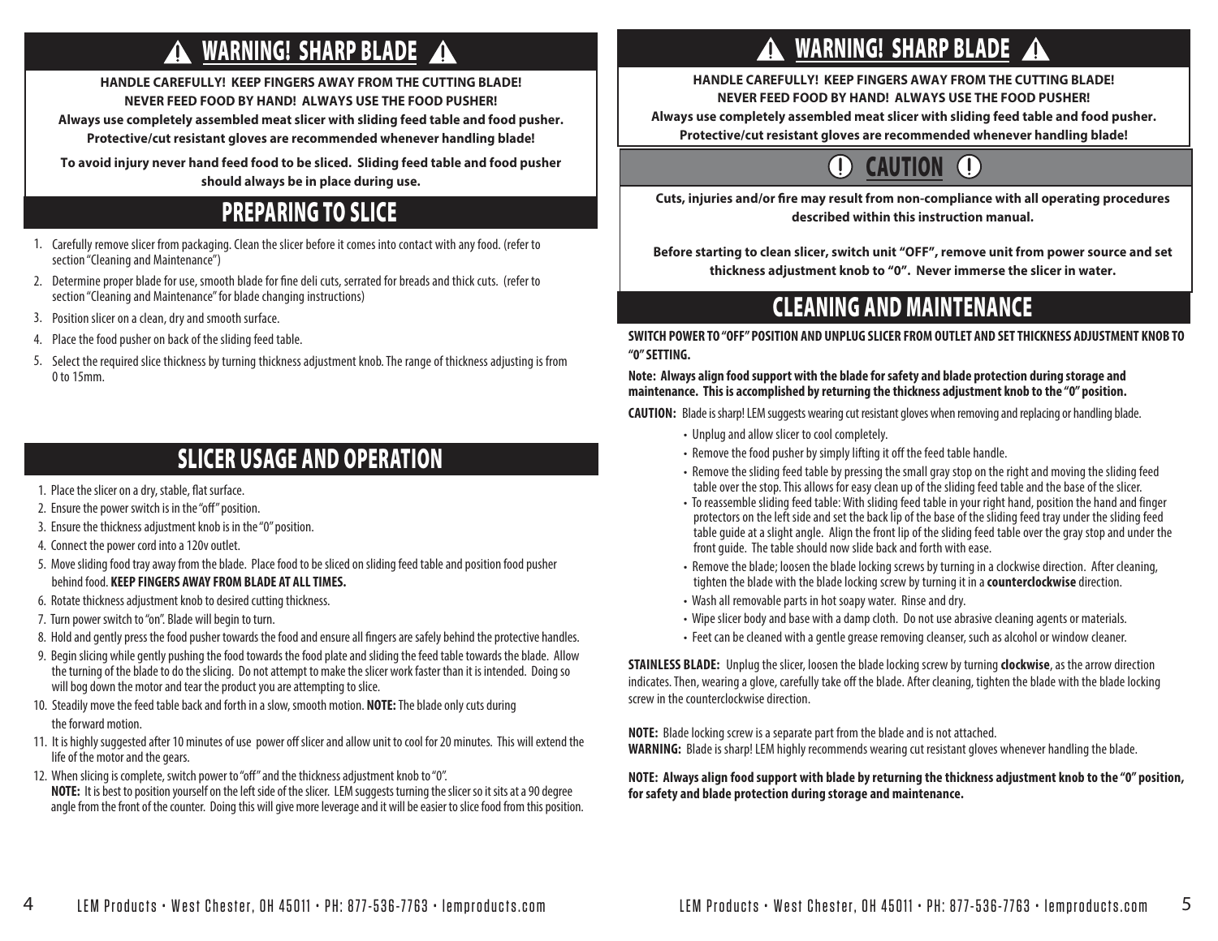## ⚠ WARNING! SHARP BLADE ⚠

**HANDLE CAREFULLY! KEEP FINGERS AWAY FROM THE CUTTING BLADE!**
**NEVER FEED FOOD BY HAND! ALWAYS USE THE FOOD PUSHER!**
**Always use completely assembled meat slicer with sliding feed table and food pusher.**
**Protective/cut resistant gloves are recommended whenever handling blade!**

**To avoid injury never hand feed food to be sliced. Sliding feed table and food pusher should always be in place during use.**

## PREPARING TO SLICE

1. Carefully remove slicer from packaging. Clean the slicer before it comes into contact with any food. (refer to section "Cleaning and Maintenance")
2. Determine proper blade for use, smooth blade for fine deli cuts, serrated for breads and thick cuts. (refer to section "Cleaning and Maintenance" for blade changing instructions)
3. Position slicer on a clean, dry and smooth surface.
4. Place the food pusher on back of the sliding feed table.
5. Select the required slice thickness by turning thickness adjustment knob. The range of thickness adjusting is from 0 to 15mm.

## SLICER USAGE AND OPERATION

1. Place the slicer on a dry, stable, flat surface.
2. Ensure the power switch is in the "off" position.
3. Ensure the thickness adjustment knob is in the "0" position.
4. Connect the power cord into a 120v outlet.
5. Move sliding food tray away from the blade. Place food to be sliced on sliding feed table and position food pusher behind food. **KEEP FINGERS AWAY FROM BLADE AT ALL TIMES.**
6. Rotate thickness adjustment knob to desired cutting thickness.
7. Turn power switch to "on". Blade will begin to turn.
8. Hold and gently press the food pusher towards the food and ensure all fingers are safely behind the protective handles.
9. Begin slicing while gently pushing the food towards the food plate and sliding the feed table towards the blade. Allow the turning of the blade to do the slicing. Do not attempt to make the slicer work faster than it is intended. Doing so will bog down the motor and tear the product you are attempting to slice.
10. Steadily move the feed table back and forth in a slow, smooth motion. **NOTE:** The blade only cuts during the forward motion.
11. It is highly suggested after 10 minutes of use power off slicer and allow unit to cool for 20 minutes. This will extend the life of the motor and the gears.
12. When slicing is complete, switch power to "off" and the thickness adjustment knob to "0".
**NOTE:** It is best to position yourself on the left side of the slicer. LEM suggests turning the slicer so it sits at a 90 degree angle from the front of the counter. Doing this will give more leverage and it will be easier to slice food from this position.

## ⚠ WARNING! SHARP BLADE ⚠

**HANDLE CAREFULLY! KEEP FINGERS AWAY FROM THE CUTTING BLADE!**
**NEVER FEED FOOD BY HAND! ALWAYS USE THE FOOD PUSHER!**
**Always use completely assembled meat slicer with sliding feed table and food pusher.**
**Protective/cut resistant gloves are recommended whenever handling blade!**

## (!) CAUTION (!)

**Cuts, injuries and/or fire may result from non-compliance with all operating procedures described within this instruction manual.**

**Before starting to clean slicer, switch unit "OFF", remove unit from power source and set thickness adjustment knob to "0". Never immerse the slicer in water.**

## CLEANING AND MAINTENANCE

**SWITCH POWER TO "OFF" POSITION AND UNPLUG SLICER FROM OUTLET AND SET THICKNESS ADJUSTMENT KNOB TO "0" SETTING.**

**Note: Always align food support with the blade for safety and blade protection during storage and maintenance. This is accomplished by returning the thickness adjustment knob to the "0" position.**

**CAUTION:** Blade is sharp! LEM suggests wearing cut resistant gloves when removing and replacing or handling blade.

- Unplug and allow slicer to cool completely.
- Remove the food pusher by simply lifting it off the feed table handle.
- Remove the sliding feed table by pressing the small gray stop on the right and moving the sliding feed table over the stop. This allows for easy clean up of the sliding feed table and the base of the slicer.
- To reassemble sliding feed table: With sliding feed table in your right hand, position the hand and finger protectors on the left side and set the back lip of the base of the sliding feed tray under the sliding feed table guide at a slight angle. Align the front lip of the sliding feed table over the gray stop and under the front guide. The table should now slide back and forth with ease.
- Remove the blade; loosen the blade locking screws by turning in a clockwise direction. After cleaning, tighten the blade with the blade locking screw by turning it in a **counterclockwise** direction.
- Wash all removable parts in hot soapy water. Rinse and dry.
- Wipe slicer body and base with a damp cloth. Do not use abrasive cleaning agents or materials.
- Feet can be cleaned with a gentle grease removing cleanser, such as alcohol or window cleaner.

**STAINLESS BLADE:** Unplug the slicer, loosen the blade locking screw by turning **clockwise**, as the arrow direction indicates. Then, wearing a glove, carefully take off the blade. After cleaning, tighten the blade with the blade locking screw in the counterclockwise direction.

**NOTE:** Blade locking screw is a separate part from the blade and is not attached.
**WARNING:** Blade is sharp! LEM highly recommends wearing cut resistant gloves whenever handling the blade.

**NOTE: Always align food support with blade by returning the thickness adjustment knob to the "0" position, for safety and blade protection during storage and maintenance.**